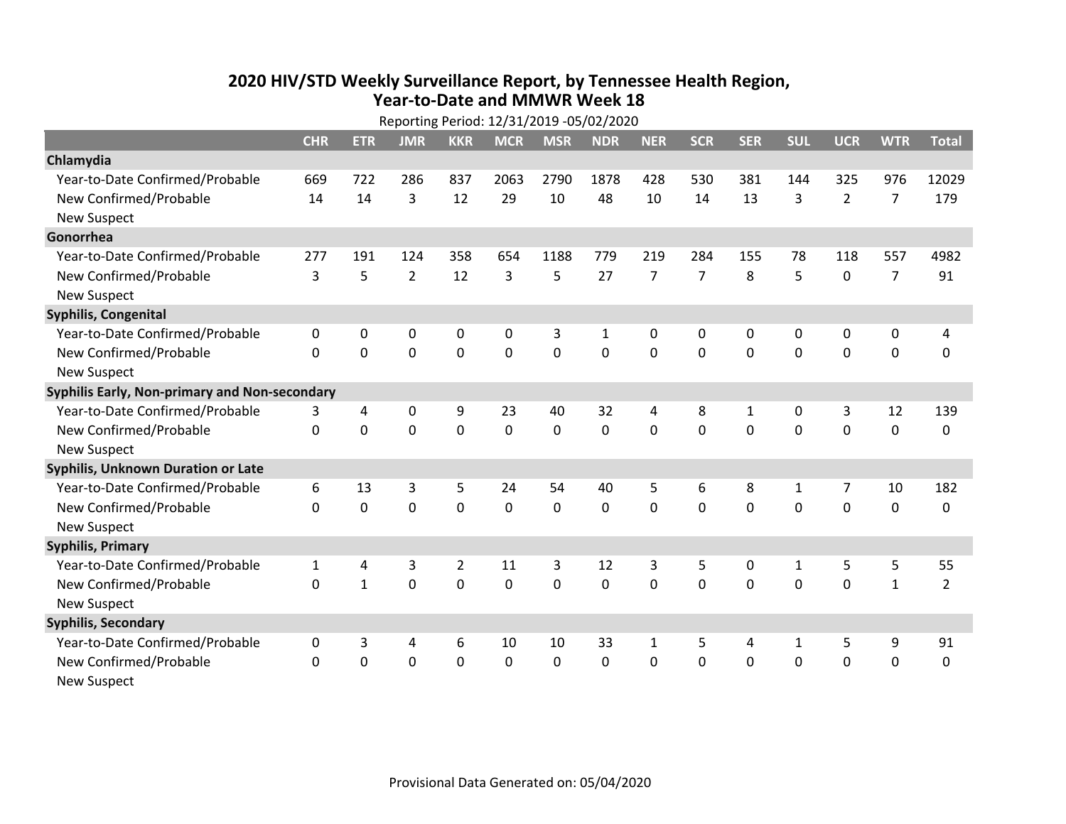# 2020 HIV/STD Weekly Surveillance Report, by Tennessee Health Region, Year-to-Date and MMWR Week 18

Reporting Period: 12/31/2019 -05/02/2020

| | CHR | ETR | JMR | KKR | MCR | MSR | NDR | NER | SCR | SER | SUL | UCR | WTR | Total |
|---|---|---|---|---|---|---|---|---|---|---|---|---|---|---|
| **Chlamydia** | | | | | | | | | | | | | | |
| Year-to-Date Confirmed/Probable | 669 | 722 | 286 | 837 | 2063 | 2790 | 1878 | 428 | 530 | 381 | 144 | 325 | 976 | 12029 |
| New Confirmed/Probable | 14 | 14 | 3 | 12 | 29 | 10 | 48 | 10 | 14 | 13 | 3 | 2 | 7 | 179 |
| New Suspect | | | | | | | | | | | | | | |
| **Gonorrhea** | | | | | | | | | | | | | | |
| Year-to-Date Confirmed/Probable | 277 | 191 | 124 | 358 | 654 | 1188 | 779 | 219 | 284 | 155 | 78 | 118 | 557 | 4982 |
| New Confirmed/Probable | 3 | 5 | 2 | 12 | 3 | 5 | 27 | 7 | 7 | 8 | 5 | 0 | 7 | 91 |
| New Suspect | | | | | | | | | | | | | | |
| **Syphilis, Congenital** | | | | | | | | | | | | | | |
| Year-to-Date Confirmed/Probable | 0 | 0 | 0 | 0 | 0 | 3 | 1 | 0 | 0 | 0 | 0 | 0 | 0 | 4 |
| New Confirmed/Probable | 0 | 0 | 0 | 0 | 0 | 0 | 0 | 0 | 0 | 0 | 0 | 0 | 0 | 0 |
| New Suspect | | | | | | | | | | | | | | |
| **Syphilis Early, Non-primary and Non-secondary** | | | | | | | | | | | | | | |
| Year-to-Date Confirmed/Probable | 3 | 4 | 0 | 9 | 23 | 40 | 32 | 4 | 8 | 1 | 0 | 3 | 12 | 139 |
| New Confirmed/Probable | 0 | 0 | 0 | 0 | 0 | 0 | 0 | 0 | 0 | 0 | 0 | 0 | 0 | 0 |
| New Suspect | | | | | | | | | | | | | | |
| **Syphilis, Unknown Duration or Late** | | | | | | | | | | | | | | |
| Year-to-Date Confirmed/Probable | 6 | 13 | 3 | 5 | 24 | 54 | 40 | 5 | 6 | 8 | 1 | 7 | 10 | 182 |
| New Confirmed/Probable | 0 | 0 | 0 | 0 | 0 | 0 | 0 | 0 | 0 | 0 | 0 | 0 | 0 | 0 |
| New Suspect | | | | | | | | | | | | | | |
| **Syphilis, Primary** | | | | | | | | | | | | | | |
| Year-to-Date Confirmed/Probable | 1 | 4 | 3 | 2 | 11 | 3 | 12 | 3 | 5 | 0 | 1 | 5 | 5 | 55 |
| New Confirmed/Probable | 0 | 1 | 0 | 0 | 0 | 0 | 0 | 0 | 0 | 0 | 0 | 0 | 1 | 2 |
| New Suspect | | | | | | | | | | | | | | |
| **Syphilis, Secondary** | | | | | | | | | | | | | | |
| Year-to-Date Confirmed/Probable | 0 | 3 | 4 | 6 | 10 | 10 | 33 | 1 | 5 | 4 | 1 | 5 | 9 | 91 |
| New Confirmed/Probable | 0 | 0 | 0 | 0 | 0 | 0 | 0 | 0 | 0 | 0 | 0 | 0 | 0 | 0 |
| New Suspect | | | | | | | | | | | | | | |

Provisional Data Generated on: 05/04/2020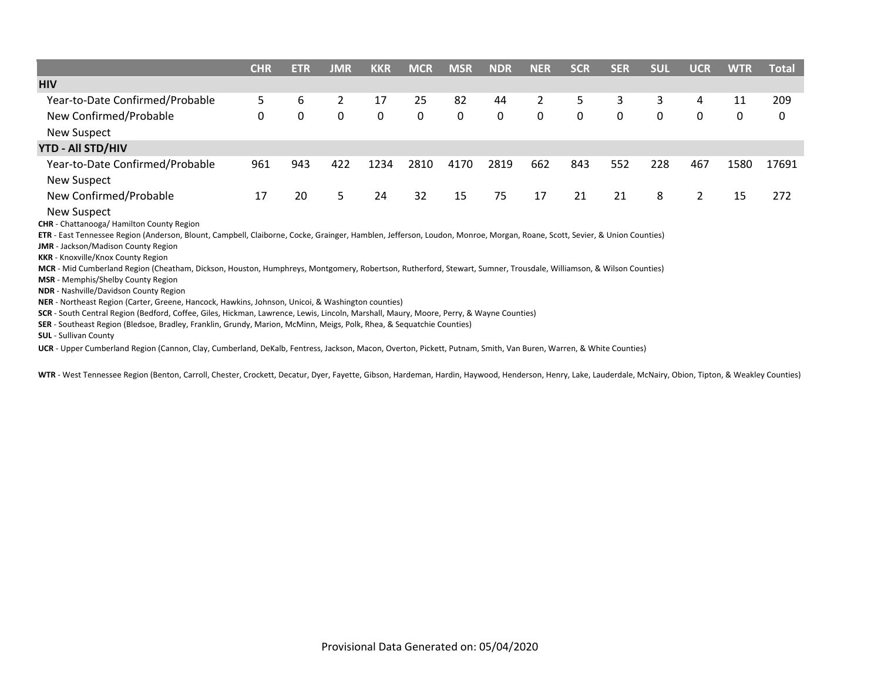| | CHR | ETR | JMR | KKR | MCR | MSR | NDR | NER | SCR | SER | SUL | UCR | WTR | Total |
|---|---|---|---|---|---|---|---|---|---|---|---|---|---|---|
| **HIV** | | | | | | | | | | | | | | |
| Year-to-Date Confirmed/Probable | 5 | 6 | 2 | 17 | 25 | 82 | 44 | 2 | 5 | 3 | 3 | 4 | 11 | 209 |
| New Confirmed/Probable | 0 | 0 | 0 | 0 | 0 | 0 | 0 | 0 | 0 | 0 | 0 | 0 | 0 | 0 |
| New Suspect | | | | | | | | | | | | | | |
| **YTD - All STD/HIV** | | | | | | | | | | | | | | |
| Year-to-Date Confirmed/Probable | 961 | 943 | 422 | 1234 | 2810 | 4170 | 2819 | 662 | 843 | 552 | 228 | 467 | 1580 | 17691 |
| New Suspect | | | | | | | | | | | | | | |
| New Confirmed/Probable | 17 | 20 | 5 | 24 | 32 | 15 | 75 | 17 | 21 | 21 | 8 | 2 | 15 | 272 |
| New Suspect | | | | | | | | | | | | | | |

**CHR** - Chattanooga/ Hamilton County Region

**ETR** - East Tennessee Region (Anderson, Blount, Campbell, Claiborne, Cocke, Grainger, Hamblen, Jefferson, Loudon, Monroe, Morgan, Roane, Scott, Sevier, & Union Counties)

**JMR** - Jackson/Madison County Region

**KKR** - Knoxville/Knox County Region

**MCR** - Mid Cumberland Region (Cheatham, Dickson, Houston, Humphreys, Montgomery, Robertson, Rutherford, Stewart, Sumner, Trousdale, Williamson, & Wilson Counties)

**MSR** - Memphis/Shelby County Region

**NDR** - Nashville/Davidson County Region

**NER** - Northeast Region (Carter, Greene, Hancock, Hawkins, Johnson, Unicoi, & Washington counties)

**SCR** - South Central Region (Bedford, Coffee, Giles, Hickman, Lawrence, Lewis, Lincoln, Marshall, Maury, Moore, Perry, & Wayne Counties)

**SER** - Southeast Region (Bledsoe, Bradley, Franklin, Grundy, Marion, McMinn, Meigs, Polk, Rhea, & Sequatchie Counties)

**SUL** - Sullivan County

**UCR** - Upper Cumberland Region (Cannon, Clay, Cumberland, DeKalb, Fentress, Jackson, Macon, Overton, Pickett, Putnam, Smith, Van Buren, Warren, & White Counties)

**WTR** - West Tennessee Region (Benton, Carroll, Chester, Crockett, Decatur, Dyer, Fayette, Gibson, Hardeman, Hardin, Haywood, Henderson, Henry, Lake, Lauderdale, McNairy, Obion, Tipton, & Weakley Counties)

Provisional Data Generated on: 05/04/2020